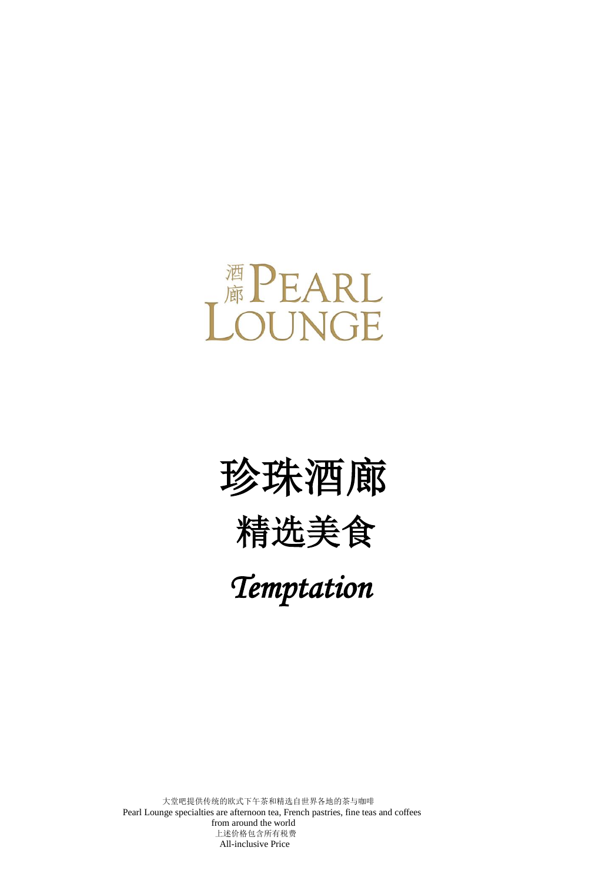# 酒廊 PEARL LOUNGE

# 珍珠酒廊

## 精选美食

## *Temptation*

大堂吧提供传统的欧式下午茶和精选自世界各地的茶与咖啡
Pearl Lounge specialties are afternoon tea, French pastries, fine teas and coffees from around the world
上述价格包含所有税费
All-inclusive Price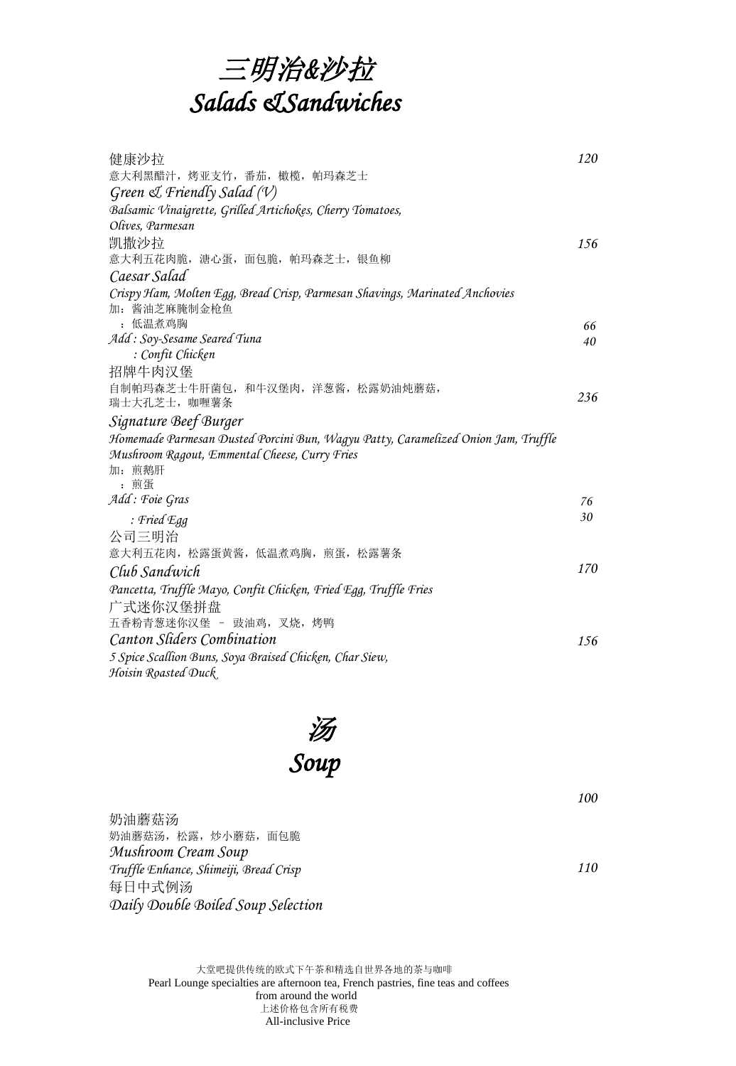# *三明治&沙拉*
# *Salads &Sandwiches*

健康沙拉 **120**
意大利黑醋汁，烤亚支竹，番茄，橄榄，帕玛森芝士
*Green & Friendly Salad (V)*
*Balsamic Vinaigrette, Grilled Artichokes, Cherry Tomatoes, Olives, Parmesan*

凯撒沙拉 **156**
意大利五花肉脆，溏心蛋，面包脆，帕玛森芝士，银鱼柳
*Caesar Salad*
*Crispy Ham, Molten Egg, Bread Crisp, Parmesan Shavings, Marinated Anchovies*
加：酱油芝麻腌制金枪鱼
：低温煮鸡胸
*Add : Soy-Sesame Seared Tuna* 66
*: Confit Chicken* 40

招牌牛肉汉堡 **236**
自制帕玛森芝士牛肝菌包，和牛汉堡肉，洋葱酱，松露奶油炖蘑菇，瑞士大孔芝士，咖喱薯条
*Signature Beef Burger*
*Homemade Parmesan Dusted Porcini Bun, Wagyu Patty, Caramelized Onion Jam, Truffle Mushroom Ragout, Emmental Cheese, Curry Fries*
加：煎鹅肝
：煎蛋
*Add : Foie Gras* 76
*: Fried Egg* 30

公司三明治 **170**
意大利五花肉，松露蛋黄酱，低温煮鸡胸，煎蛋，松露薯条
*Club Sandwich*
*Pancetta, Truffle Mayo, Confit Chicken, Fried Egg, Truffle Fries*

广式迷你汉堡拼盘 **156**
五香粉青葱迷你汉堡 – 豉油鸡，叉烧，烤鸭
*Canton Sliders Combination*
*5 Spice Scallion Buns, Soya Braised Chicken, Char Siew, Hoisin Roasted Duck*

# *汤*
# *Soup*

奶油蘑菇汤 **100**
奶油蘑菇汤，松露，炒小蘑菇，面包脆
*Mushroom Cream Soup*
*Truffle Enhance, Shimeiji, Bread Crisp*

每日中式例汤 **110**
*Daily Double Boiled Soup Selection*

大堂吧提供传统的欧式下午茶和精选自世界各地的茶与咖啡
Pearl Lounge specialties are afternoon tea, French pastries, fine teas and coffees from around the world
上述价格包含所有税费
All-inclusive Price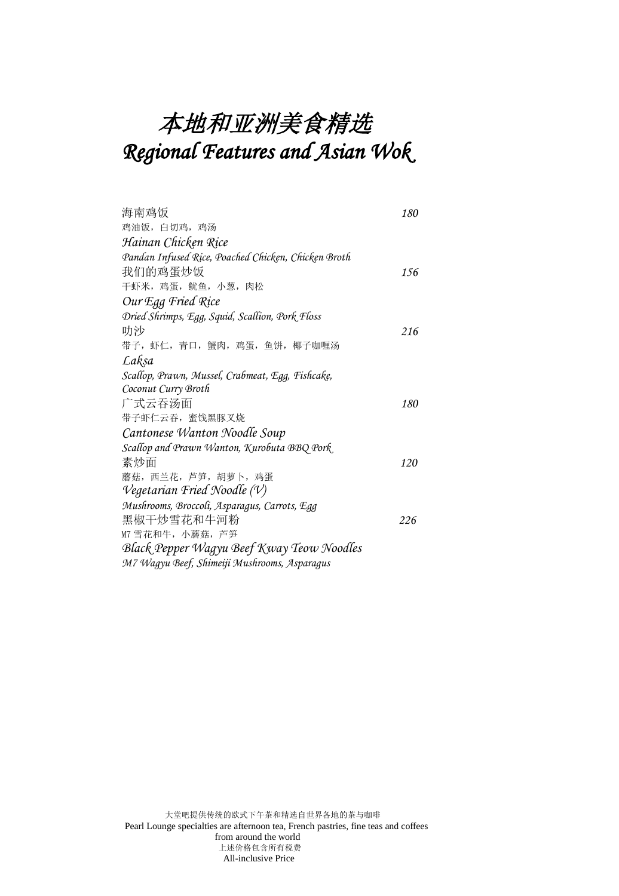# *本地和亚洲美食精选*
# *Regional Features and Asian Wok*

海南鸡饭 *180*
鸡油饭，白切鸡，鸡汤
*Hainan Chicken Rice*
*Pandan Infused Rice, Poached Chicken, Chicken Broth*

我们的鸡蛋炒饭 *156*
干虾米，鸡蛋，鱿鱼，小葱，肉松
*Our Egg Fried Rice*
*Dried Shrimps, Egg, Squid, Scallion, Pork Floss*

叻沙 *216*
带子，虾仁，青口，蟹肉，鸡蛋，鱼饼，椰子咖喱汤
*Laksa*
*Scallop, Prawn, Mussel, Crabmeat, Egg, Fishcake, Coconut Curry Broth*

广式云吞汤面 *180*
带子虾仁云吞，蜜饯黑豚叉烧
*Cantonese Wanton Noodle Soup*
*Scallop and Prawn Wanton, Kurobuta BBQ Pork*

素炒面 *120*
蘑菇，西兰花，芦笋，胡萝卜，鸡蛋
*Vegetarian Fried Noodle (V)*
*Mushrooms, Broccoli, Asparagus, Carrots, Egg*

黑椒干炒雪花和牛河粉 *226*
M7 雪花和牛，小蘑菇，芦笋
*Black Pepper Wagyu Beef Kway Teow Noodles*
*M7 Wagyu Beef, Shimeiji Mushrooms, Asparagus*

大堂吧提供传统的欧式下午茶和精选自世界各地的茶与咖啡
Pearl Lounge specialties are afternoon tea, French pastries, fine teas and coffees from around the world
上述价格包含所有税费
All-inclusive Price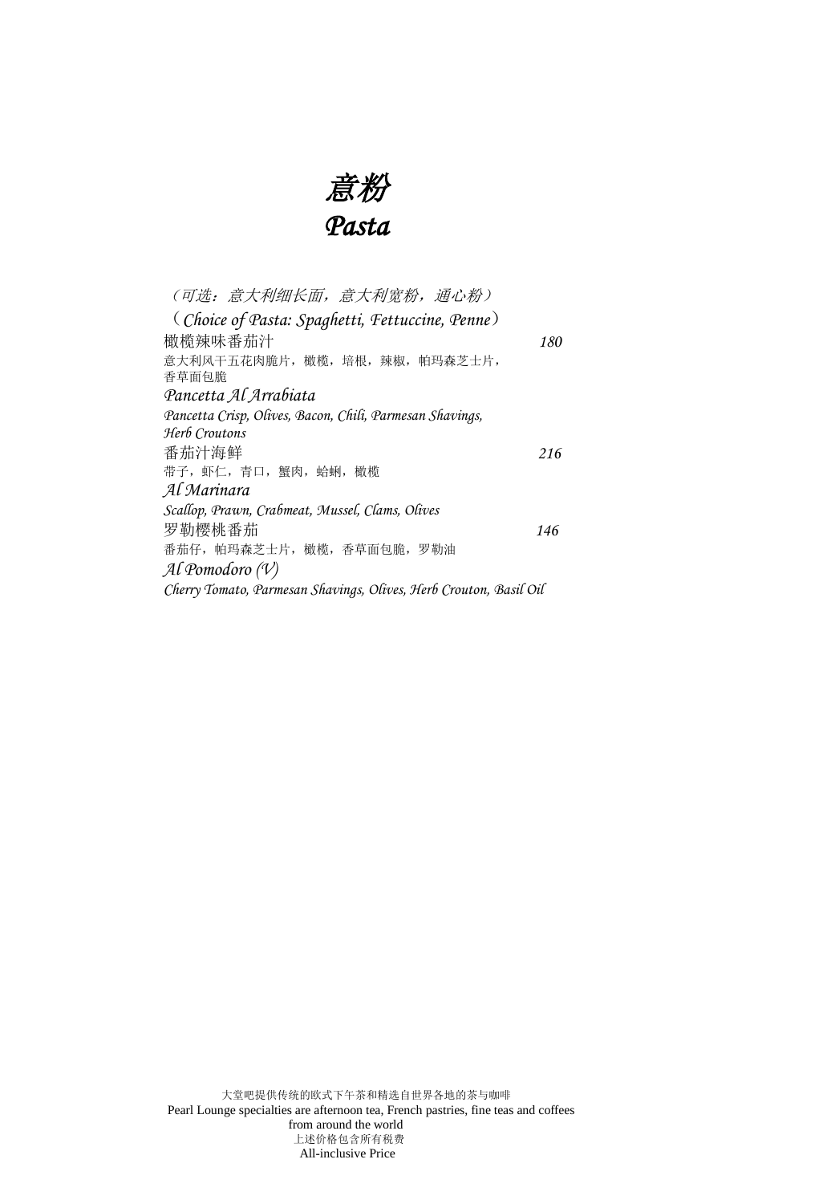# *意粉*
# *Pasta*

*（可选：意大利细长面，意大利宽粉，通心粉）*

*（Choice of Pasta: Spaghetti, Fettuccine, Penne）*

橄榄辣味番茄汁 *180*

意大利风干五花肉脆片，橄榄，培根，辣椒，帕玛森芝士片，香草面包脆

*Pancetta Al Arrabiata*

*Pancetta Crisp, Olives, Bacon, Chili, Parmesan Shavings, Herb Croutons*

番茄汁海鲜 *216*

带子，虾仁，青口，蟹肉，蛤蜊，橄榄

*Al Marinara*

*Scallop, Prawn, Crabmeat, Mussel, Clams, Olives*

罗勒樱桃番茄 *146*

番茄仔，帕玛森芝士片，橄榄，香草面包脆，罗勒油

*Al Pomodoro (V)*

*Cherry Tomato, Parmesan Shavings, Olives, Herb Crouton, Basil Oil*

大堂吧提供传统的欧式下午茶和精选自世界各地的茶与咖啡

Pearl Lounge specialties are afternoon tea, French pastries, fine teas and coffees from around the world

上述价格包含所有税费

All-inclusive Price